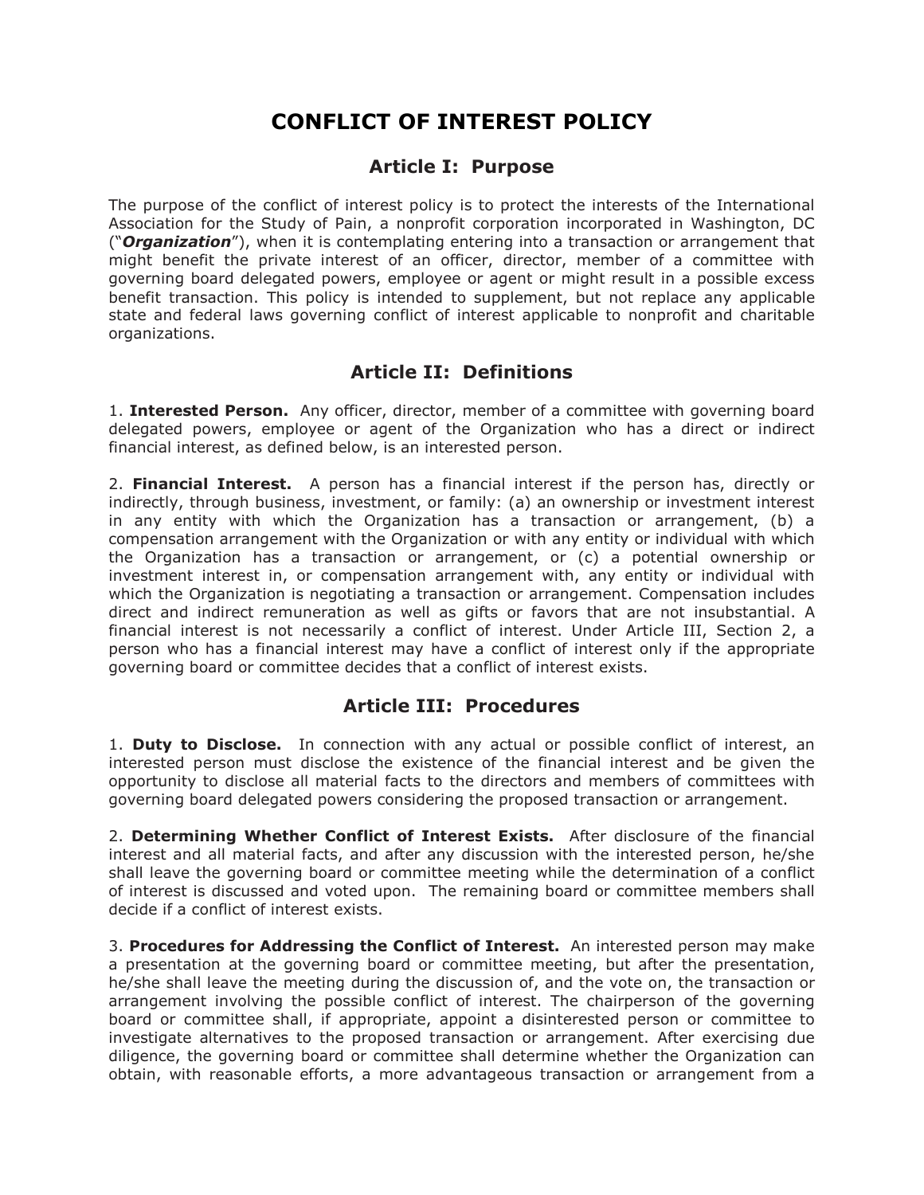# CONFLICT OF INTEREST POLICY

## Article I: Purpose

The purpose of the conflict of interest policy is to protect the interests of the International Association for the Study of Pain, a nonprofit corporation incorporated in Washington, DC ("***Organization***"), when it is contemplating entering into a transaction or arrangement that might benefit the private interest of an officer, director, member of a committee with governing board delegated powers, employee or agent or might result in a possible excess benefit transaction. This policy is intended to supplement, but not replace any applicable state and federal laws governing conflict of interest applicable to nonprofit and charitable organizations.

## Article II: Definitions

1. **Interested Person.** Any officer, director, member of a committee with governing board delegated powers, employee or agent of the Organization who has a direct or indirect financial interest, as defined below, is an interested person.

2. **Financial Interest.** A person has a financial interest if the person has, directly or indirectly, through business, investment, or family: (a) an ownership or investment interest in any entity with which the Organization has a transaction or arrangement, (b) a compensation arrangement with the Organization or with any entity or individual with which the Organization has a transaction or arrangement, or (c) a potential ownership or investment interest in, or compensation arrangement with, any entity or individual with which the Organization is negotiating a transaction or arrangement. Compensation includes direct and indirect remuneration as well as gifts or favors that are not insubstantial. A financial interest is not necessarily a conflict of interest. Under Article III, Section 2, a person who has a financial interest may have a conflict of interest only if the appropriate governing board or committee decides that a conflict of interest exists.

## Article III: Procedures

1. **Duty to Disclose.** In connection with any actual or possible conflict of interest, an interested person must disclose the existence of the financial interest and be given the opportunity to disclose all material facts to the directors and members of committees with governing board delegated powers considering the proposed transaction or arrangement.

2. **Determining Whether Conflict of Interest Exists.** After disclosure of the financial interest and all material facts, and after any discussion with the interested person, he/she shall leave the governing board or committee meeting while the determination of a conflict of interest is discussed and voted upon. The remaining board or committee members shall decide if a conflict of interest exists.

3. **Procedures for Addressing the Conflict of Interest.** An interested person may make a presentation at the governing board or committee meeting, but after the presentation, he/she shall leave the meeting during the discussion of, and the vote on, the transaction or arrangement involving the possible conflict of interest. The chairperson of the governing board or committee shall, if appropriate, appoint a disinterested person or committee to investigate alternatives to the proposed transaction or arrangement. After exercising due diligence, the governing board or committee shall determine whether the Organization can obtain, with reasonable efforts, a more advantageous transaction or arrangement from a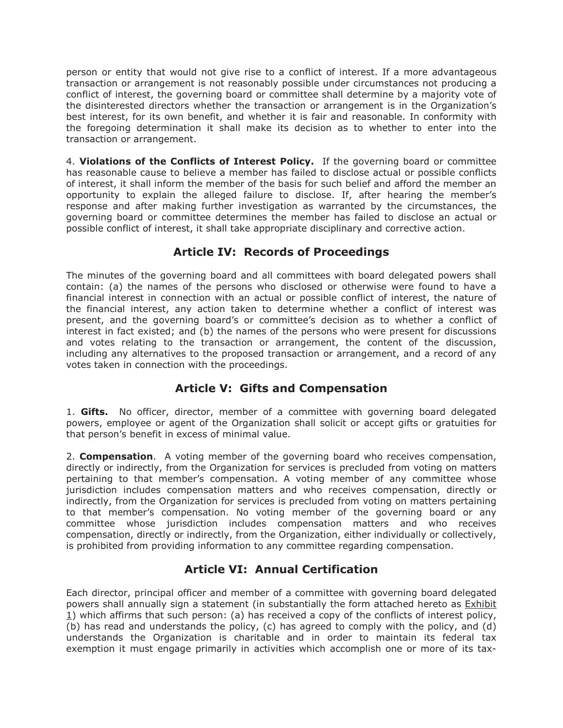person or entity that would not give rise to a conflict of interest. If a more advantageous transaction or arrangement is not reasonably possible under circumstances not producing a conflict of interest, the governing board or committee shall determine by a majority vote of the disinterested directors whether the transaction or arrangement is in the Organization's best interest, for its own benefit, and whether it is fair and reasonable. In conformity with the foregoing determination it shall make its decision as to whether to enter into the transaction or arrangement.

4. **Violations of the Conflicts of Interest Policy.** If the governing board or committee has reasonable cause to believe a member has failed to disclose actual or possible conflicts of interest, it shall inform the member of the basis for such belief and afford the member an opportunity to explain the alleged failure to disclose. If, after hearing the member's response and after making further investigation as warranted by the circumstances, the governing board or committee determines the member has failed to disclose an actual or possible conflict of interest, it shall take appropriate disciplinary and corrective action.

## Article IV: Records of Proceedings

The minutes of the governing board and all committees with board delegated powers shall contain: (a) the names of the persons who disclosed or otherwise were found to have a financial interest in connection with an actual or possible conflict of interest, the nature of the financial interest, any action taken to determine whether a conflict of interest was present, and the governing board's or committee's decision as to whether a conflict of interest in fact existed; and (b) the names of the persons who were present for discussions and votes relating to the transaction or arrangement, the content of the discussion, including any alternatives to the proposed transaction or arrangement, and a record of any votes taken in connection with the proceedings.

## Article V: Gifts and Compensation

1. **Gifts.** No officer, director, member of a committee with governing board delegated powers, employee or agent of the Organization shall solicit or accept gifts or gratuities for that person's benefit in excess of minimal value.

2. **Compensation**. A voting member of the governing board who receives compensation, directly or indirectly, from the Organization for services is precluded from voting on matters pertaining to that member's compensation. A voting member of any committee whose jurisdiction includes compensation matters and who receives compensation, directly or indirectly, from the Organization for services is precluded from voting on matters pertaining to that member's compensation. No voting member of the governing board or any committee whose jurisdiction includes compensation matters and who receives compensation, directly or indirectly, from the Organization, either individually or collectively, is prohibited from providing information to any committee regarding compensation.

## Article VI: Annual Certification

Each director, principal officer and member of a committee with governing board delegated powers shall annually sign a statement (in substantially the form attached hereto as Exhibit 1) which affirms that such person: (a) has received a copy of the conflicts of interest policy, (b) has read and understands the policy, (c) has agreed to comply with the policy, and (d) understands the Organization is charitable and in order to maintain its federal tax exemption it must engage primarily in activities which accomplish one or more of its tax-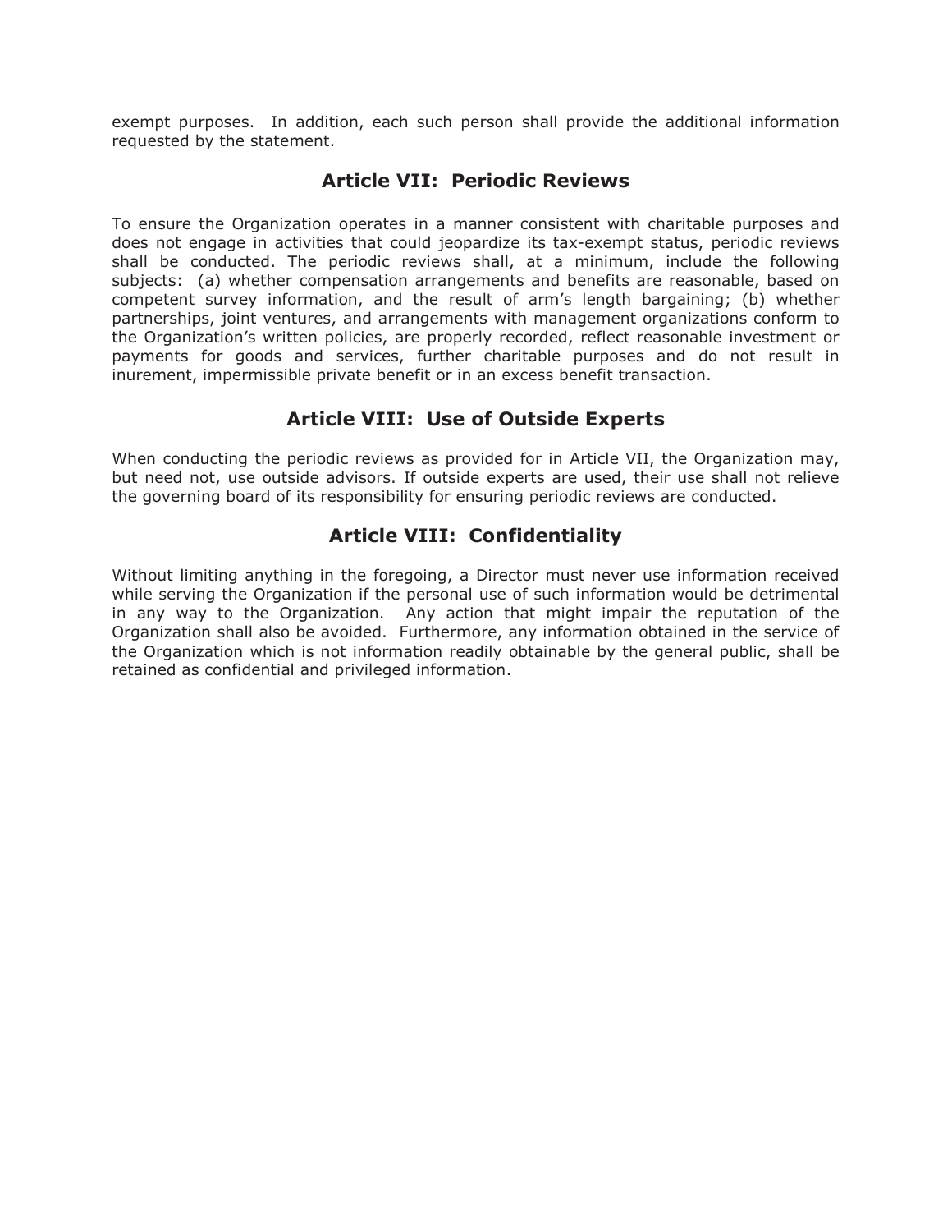exempt purposes. In addition, each such person shall provide the additional information requested by the statement.

## Article VII: Periodic Reviews

To ensure the Organization operates in a manner consistent with charitable purposes and does not engage in activities that could jeopardize its tax-exempt status, periodic reviews shall be conducted. The periodic reviews shall, at a minimum, include the following subjects: (a) whether compensation arrangements and benefits are reasonable, based on competent survey information, and the result of arm's length bargaining; (b) whether partnerships, joint ventures, and arrangements with management organizations conform to the Organization's written policies, are properly recorded, reflect reasonable investment or payments for goods and services, further charitable purposes and do not result in inurement, impermissible private benefit or in an excess benefit transaction.

## Article VIII: Use of Outside Experts

When conducting the periodic reviews as provided for in Article VII, the Organization may, but need not, use outside advisors. If outside experts are used, their use shall not relieve the governing board of its responsibility for ensuring periodic reviews are conducted.

## Article VIII: Confidentiality

Without limiting anything in the foregoing, a Director must never use information received while serving the Organization if the personal use of such information would be detrimental in any way to the Organization. Any action that might impair the reputation of the Organization shall also be avoided. Furthermore, any information obtained in the service of the Organization which is not information readily obtainable by the general public, shall be retained as confidential and privileged information.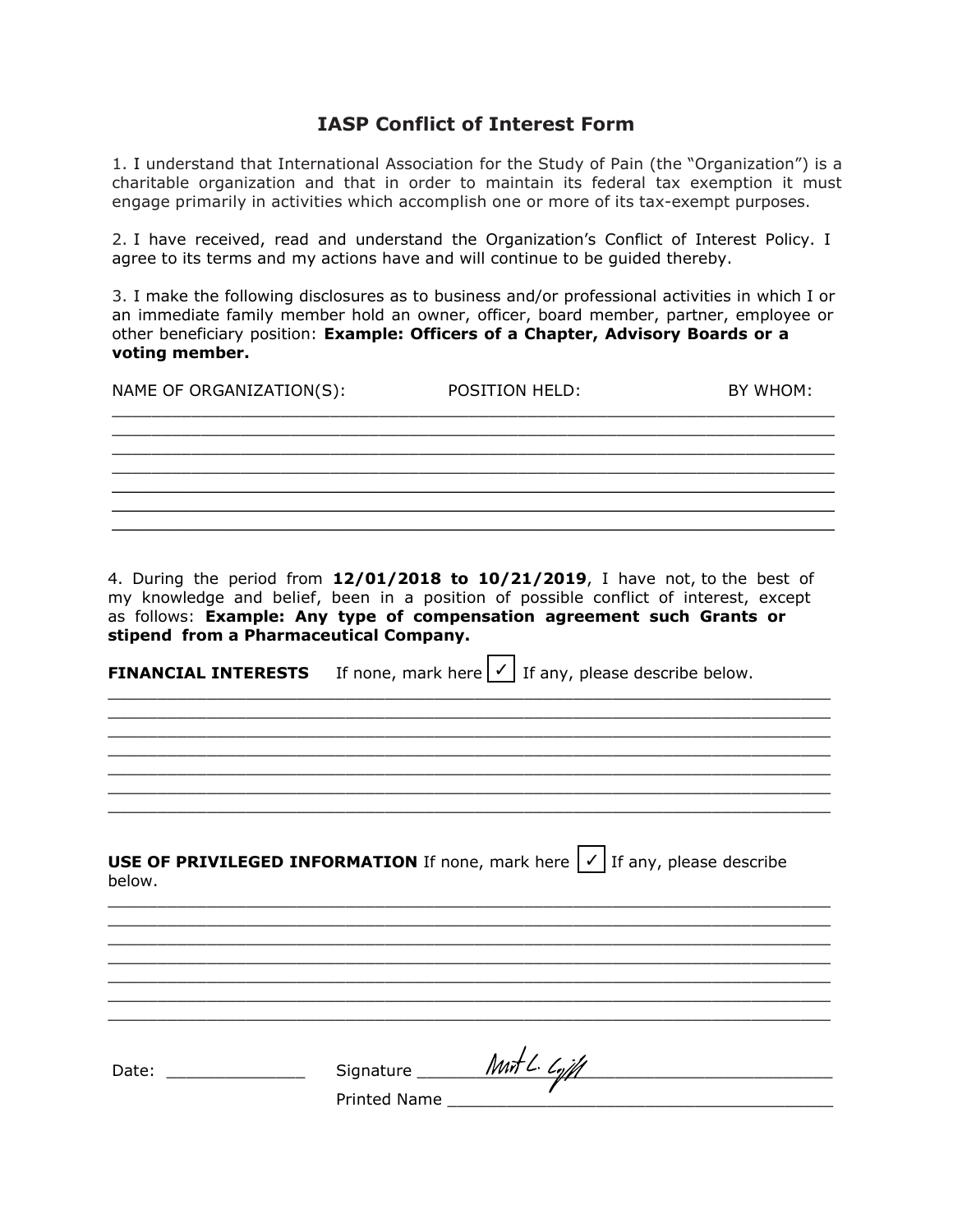# IASP Conflict of Interest Form

1. I understand that International Association for the Study of Pain (the "Organization") is a charitable organization and that in order to maintain its federal tax exemption it must engage primarily in activities which accomplish one or more of its tax-exempt purposes.

2. I have received, read and understand the Organization's Conflict of Interest Policy. I agree to its terms and my actions have and will continue to be guided thereby.

3. I make the following disclosures as to business and/or professional activities in which I or an immediate family member hold an owner, officer, board member, partner, employee or other beneficiary position: **Example: Officers of a Chapter, Advisory Boards or a voting member.**

| NAME OF ORGANIZATION(S): | POSITION HELD: | BY WHOM: |
|---|---|---|
| | | |

4. During the period from **12/01/2018 to 10/21/2019**, I have not, to the best of my knowledge and belief, been in a position of possible conflict of interest, except as follows: **Example: Any type of compensation agreement such Grants or stipend from a Pharmaceutical Company.**

**FINANCIAL INTERESTS** If none, mark here ☑ If any, please describe below.

**USE OF PRIVILEGED INFORMATION** If none, mark here ☑ If any, please describe below.

Date: ______________ Signature [signature]

Printed Name ________________________________________